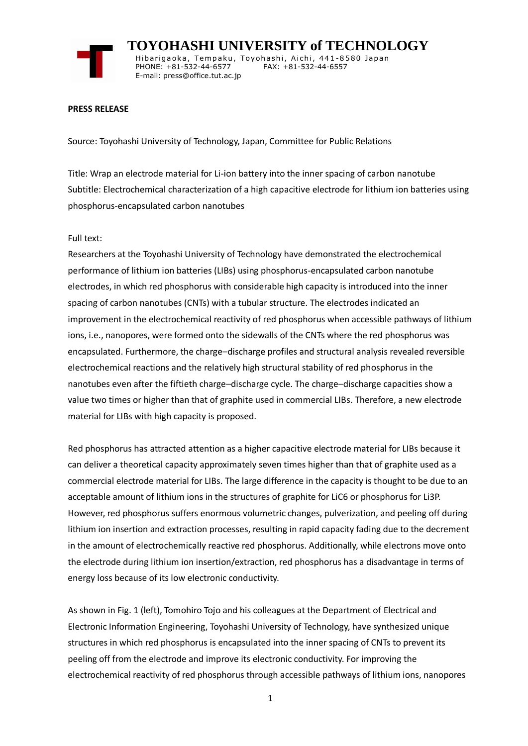# TOYOHASHI UNIVERSITY of TECHNOLOGY

Hibarigaoka, Tempaku, Toyohashi, Aichi, 441-8580 Japan
PHONE: +81-532-44-6577 FAX: +81-532-44-6557
E-mail: press@office.tut.ac.jp

**PRESS RELEASE**

Source: Toyohashi University of Technology, Japan, Committee for Public Relations

Title: Wrap an electrode material for Li-ion battery into the inner spacing of carbon nanotube
Subtitle: Electrochemical characterization of a high capacitive electrode for lithium ion batteries using phosphorus-encapsulated carbon nanotubes

Full text:
Researchers at the Toyohashi University of Technology have demonstrated the electrochemical performance of lithium ion batteries (LIBs) using phosphorus-encapsulated carbon nanotube electrodes, in which red phosphorus with considerable high capacity is introduced into the inner spacing of carbon nanotubes (CNTs) with a tubular structure. The electrodes indicated an improvement in the electrochemical reactivity of red phosphorus when accessible pathways of lithium ions, i.e., nanopores, were formed onto the sidewalls of the CNTs where the red phosphorus was encapsulated. Furthermore, the charge–discharge profiles and structural analysis revealed reversible electrochemical reactions and the relatively high structural stability of red phosphorus in the nanotubes even after the fiftieth charge–discharge cycle. The charge–discharge capacities show a value two times or higher than that of graphite used in commercial LIBs. Therefore, a new electrode material for LIBs with high capacity is proposed.

Red phosphorus has attracted attention as a higher capacitive electrode material for LIBs because it can deliver a theoretical capacity approximately seven times higher than that of graphite used as a commercial electrode material for LIBs. The large difference in the capacity is thought to be due to an acceptable amount of lithium ions in the structures of graphite for $LiC_6$ or phosphorus for $Li_3P$. However, red phosphorus suffers enormous volumetric changes, pulverization, and peeling off during lithium ion insertion and extraction processes, resulting in rapid capacity fading due to the decrement in the amount of electrochemically reactive red phosphorus. Additionally, while electrons move onto the electrode during lithium ion insertion/extraction, red phosphorus has a disadvantage in terms of energy loss because of its low electronic conductivity.

As shown in Fig. 1 (left), Tomohiro Tojo and his colleagues at the Department of Electrical and Electronic Information Engineering, Toyohashi University of Technology, have synthesized unique structures in which red phosphorus is encapsulated into the inner spacing of CNTs to prevent its peeling off from the electrode and improve its electronic conductivity. For improving the electrochemical reactivity of red phosphorus through accessible pathways of lithium ions, nanopores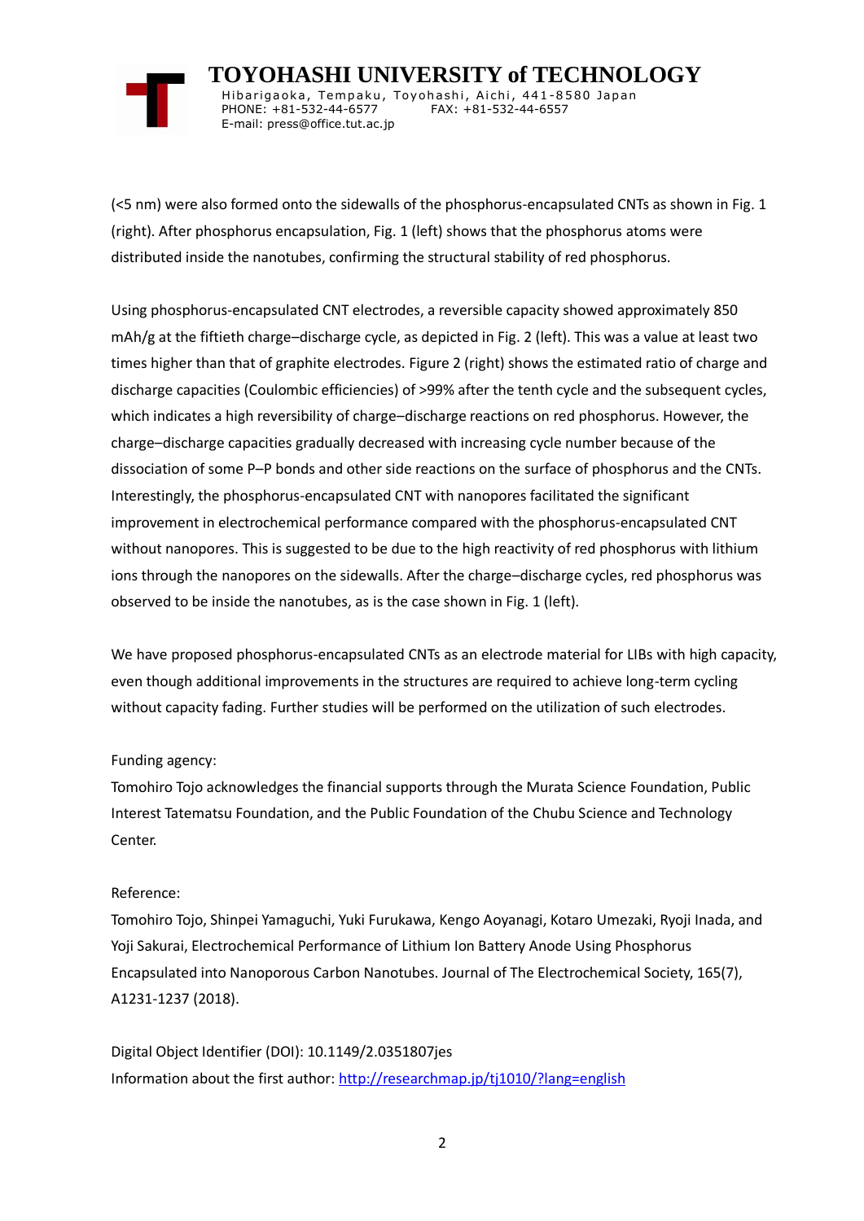(<5 nm) were also formed onto the sidewalls of the phosphorus-encapsulated CNTs as shown in Fig. 1 (right). After phosphorus encapsulation, Fig. 1 (left) shows that the phosphorus atoms were distributed inside the nanotubes, confirming the structural stability of red phosphorus.

Using phosphorus-encapsulated CNT electrodes, a reversible capacity showed approximately 850 mAh/g at the fiftieth charge–discharge cycle, as depicted in Fig. 2 (left). This was a value at least two times higher than that of graphite electrodes. Figure 2 (right) shows the estimated ratio of charge and discharge capacities (Coulombic efficiencies) of >99% after the tenth cycle and the subsequent cycles, which indicates a high reversibility of charge–discharge reactions on red phosphorus. However, the charge–discharge capacities gradually decreased with increasing cycle number because of the dissociation of some P–P bonds and other side reactions on the surface of phosphorus and the CNTs. Interestingly, the phosphorus-encapsulated CNT with nanopores facilitated the significant improvement in electrochemical performance compared with the phosphorus-encapsulated CNT without nanopores. This is suggested to be due to the high reactivity of red phosphorus with lithium ions through the nanopores on the sidewalls. After the charge–discharge cycles, red phosphorus was observed to be inside the nanotubes, as is the case shown in Fig. 1 (left).

We have proposed phosphorus-encapsulated CNTs as an electrode material for LIBs with high capacity, even though additional improvements in the structures are required to achieve long-term cycling without capacity fading. Further studies will be performed on the utilization of such electrodes.

Funding agency:

Tomohiro Tojo acknowledges the financial supports through the Murata Science Foundation, Public Interest Tatematsu Foundation, and the Public Foundation of the Chubu Science and Technology Center.

Reference:

Tomohiro Tojo, Shinpei Yamaguchi, Yuki Furukawa, Kengo Aoyanagi, Kotaro Umezaki, Ryoji Inada, and Yoji Sakurai, Electrochemical Performance of Lithium Ion Battery Anode Using Phosphorus Encapsulated into Nanoporous Carbon Nanotubes. Journal of The Electrochemical Society, 165(7), A1231-1237 (2018).

Digital Object Identifier (DOI): 10.1149/2.0351807jes

Information about the first author: http://researchmap.jp/tj1010/?lang=english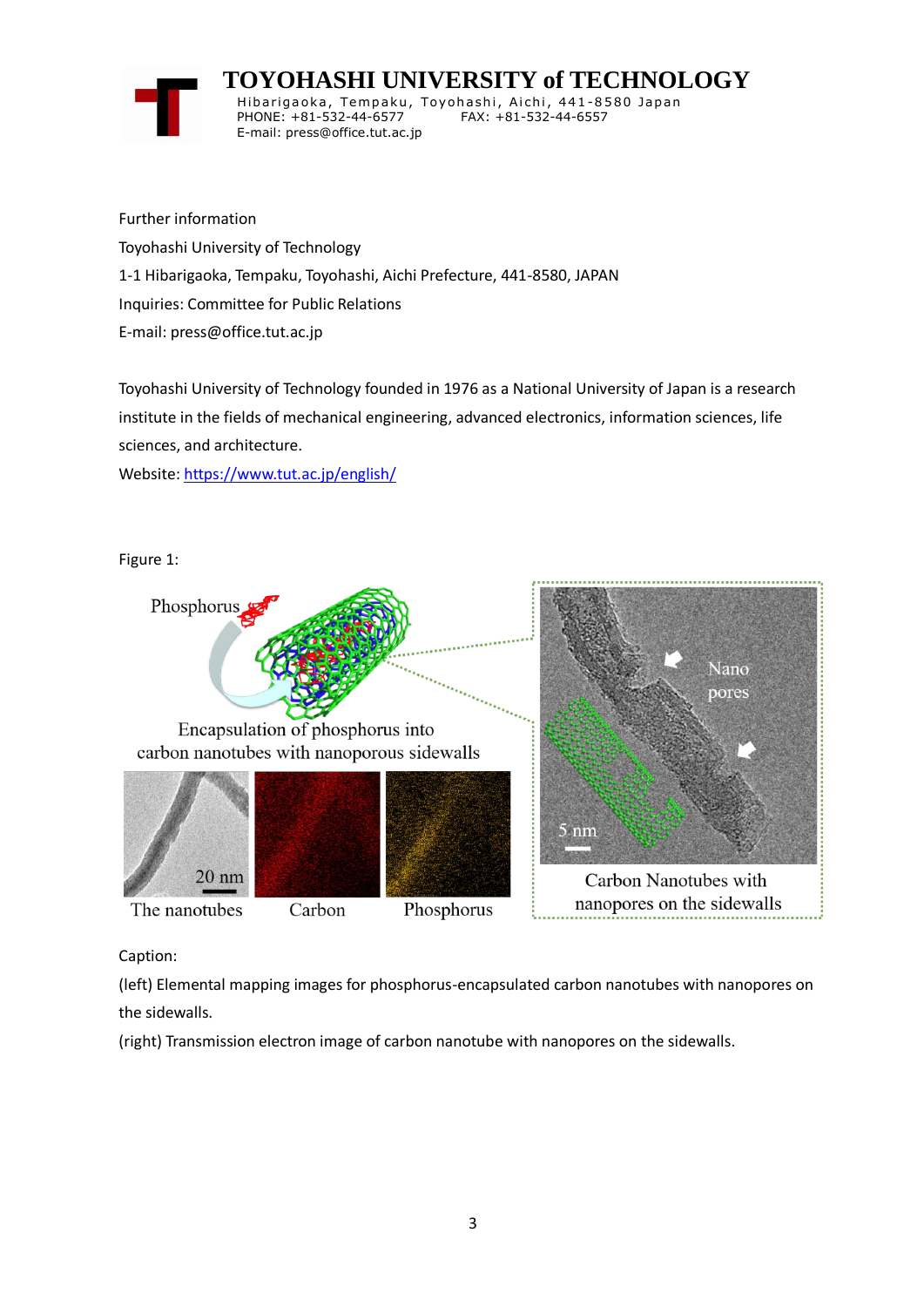Further information

Toyohashi University of Technology

1-1 Hibarigaoka, Tempaku, Toyohashi, Aichi Prefecture, 441-8580, JAPAN

Inquiries: Committee for Public Relations

E-mail: press@office.tut.ac.jp

Toyohashi University of Technology founded in 1976 as a National University of Japan is a research institute in the fields of mechanical engineering, advanced electronics, information sciences, life sciences, and architecture.

Website: https://www.tut.ac.jp/english/

Figure 1:

Caption:

(left) Elemental mapping images for phosphorus-encapsulated carbon nanotubes with nanopores on the sidewalls.

(right) Transmission electron image of carbon nanotube with nanopores on the sidewalls.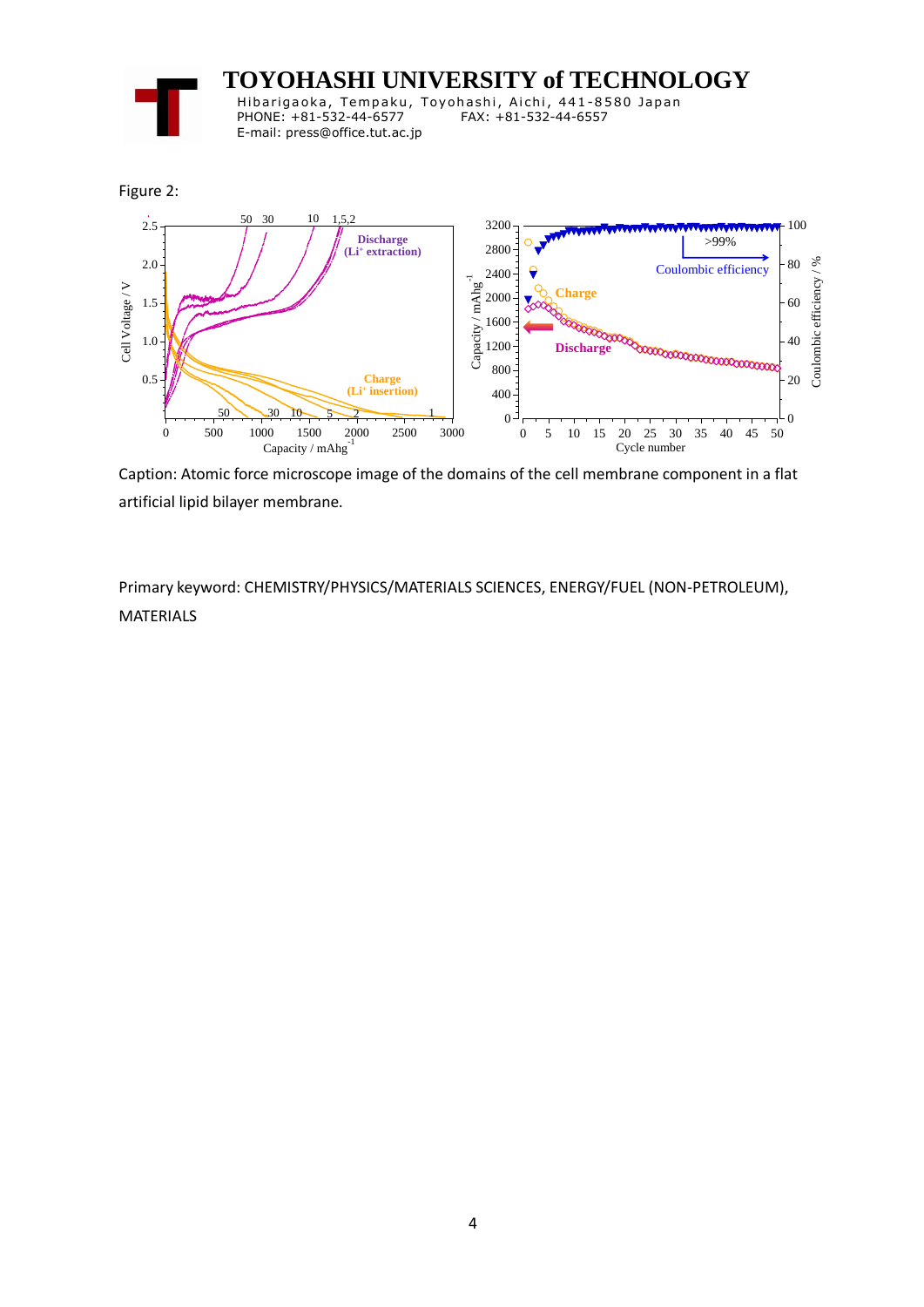TOYOHASHI UNIVERSITY of TECHNOLOGY

Hibarigaoka, Tempaku, Toyohashi, Aichi, 441-8580 Japan

PHONE: +81-532-44-6577 FAX: +81-532-44-6557

E-mail: press@office.tut.ac.jp

Figure 2:

50 30 10 1,5,2

Discharge ($Li^+$ extraction)

Cell Voltage / V

2.5

2.0

1.5

1.0

0.5

Charge ($Li^+$ insertion)

50 30 10 5 2 1

0 500 1000 1500 2000 2500 3000

Capacity / $mAhg^{-1}$

3200

2800

2400

2000

1600

1200

800

400

0

Capacity / $mAhg^{-1}$

>99%

Coulombic efficiency

Charge

Discharge

100

80

60

40

20

0

Coulombic efficiency / %

0 5 10 15 20 25 30 35 40 45 50

Cycle number

Caption: Atomic force microscope image of the domains of the cell membrane component in a flat artificial lipid bilayer membrane.

Primary keyword: CHEMISTRY/PHYSICS/MATERIALS SCIENCES, ENERGY/FUEL (NON-PETROLEUM), MATERIALS